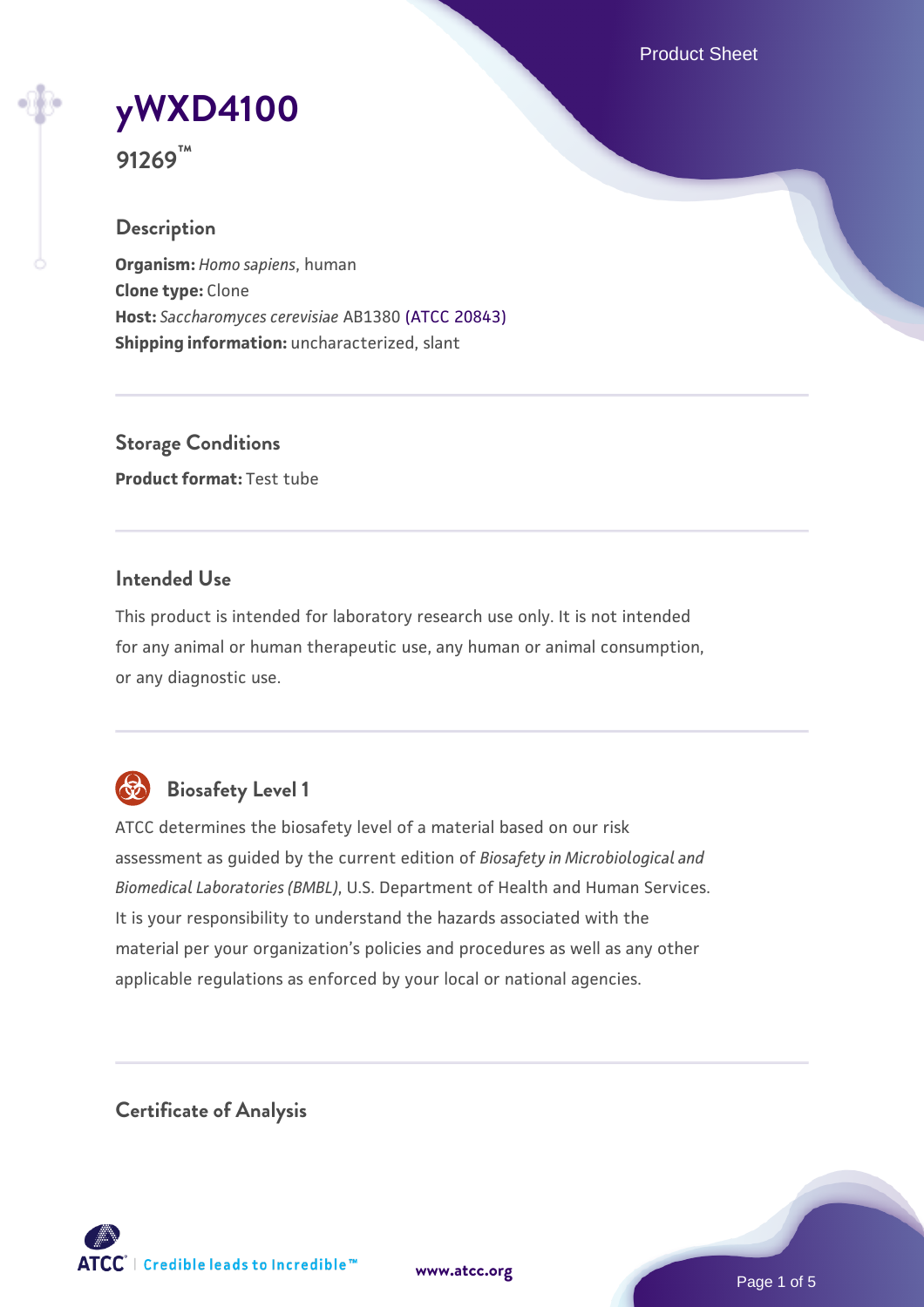# yWXD4100

**91269™**

## Description

**Organism:** *Homo sapiens*, human
**Clone type:** Clone
**Host:** *Saccharomyces cerevisiae* AB1380 (ATCC 20843)
**Shipping information:** uncharacterized, slant

## Storage Conditions

**Product format:** Test tube

## Intended Use

This product is intended for laboratory research use only. It is not intended for any animal or human therapeutic use, any human or animal consumption, or any diagnostic use.

## Biosafety Level 1

ATCC determines the biosafety level of a material based on our risk assessment as guided by the current edition of *Biosafety in Microbiological and Biomedical Laboratories (BMBL)*, U.S. Department of Health and Human Services. It is your responsibility to understand the hazards associated with the material per your organization's policies and procedures as well as any other applicable regulations as enforced by your local or national agencies.

## Certificate of Analysis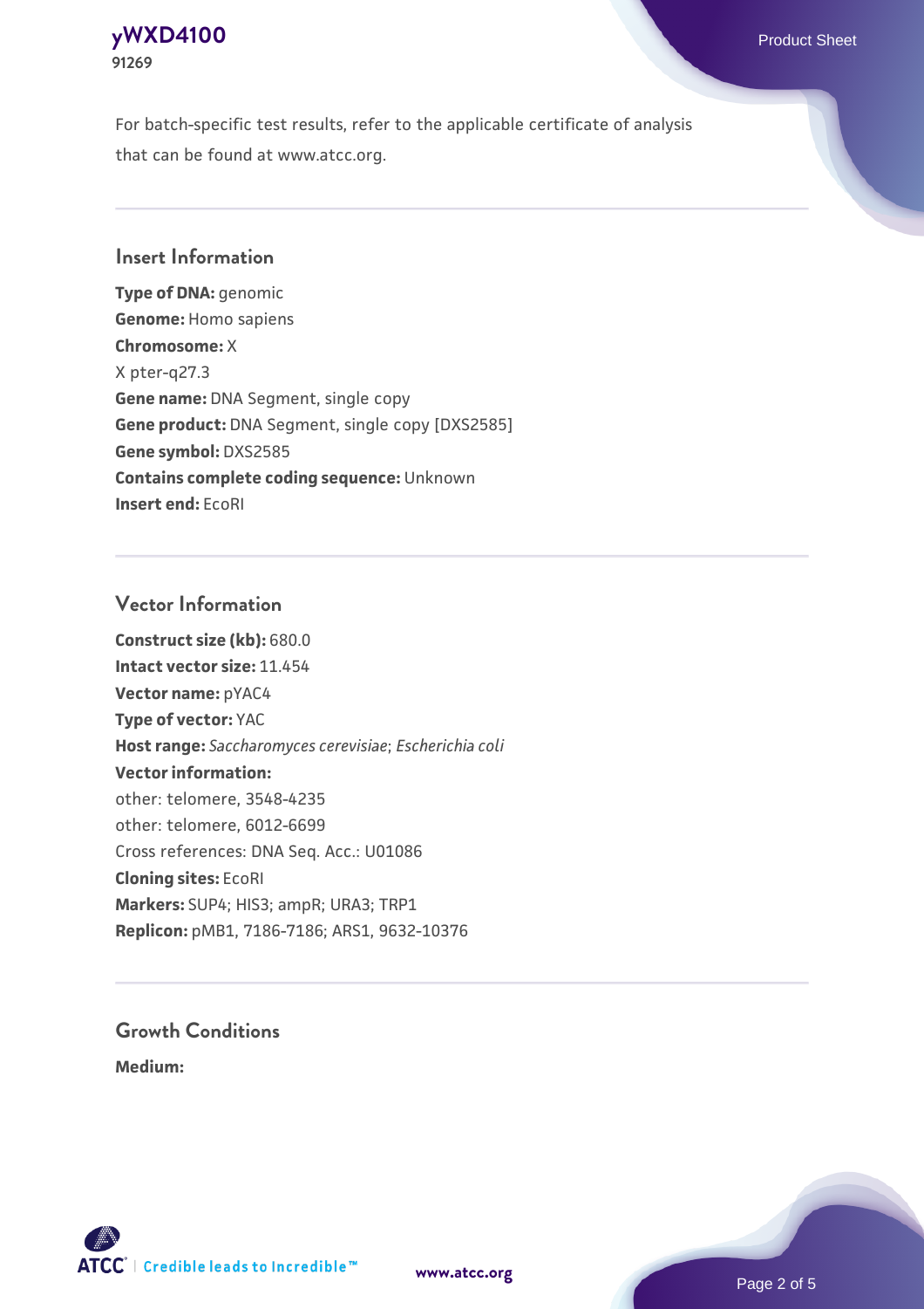For batch-specific test results, refer to the applicable certificate of analysis that can be found at www.atcc.org.

## Insert Information

**Type of DNA:** genomic
**Genome:** Homo sapiens
**Chromosome:** X
X pter-q27.3
**Gene name:** DNA Segment, single copy
**Gene product:** DNA Segment, single copy [DXS2585]
**Gene symbol:** DXS2585
**Contains complete coding sequence:** Unknown
**Insert end:** EcoRI

## Vector Information

**Construct size (kb):** 680.0
**Intact vector size:** 11.454
**Vector name:** pYAC4
**Type of vector:** YAC
**Host range:** *Saccharomyces cerevisiae*; *Escherichia coli*
**Vector information:**
other: telomere, 3548-4235
other: telomere, 6012-6699
Cross references: DNA Seq. Acc.: U01086
**Cloning sites:** EcoRI
**Markers:** SUP4; HIS3; ampR; URA3; TRP1
**Replicon:** pMB1, 7186-7186; ARS1, 9632-10376

## Growth Conditions

**Medium:**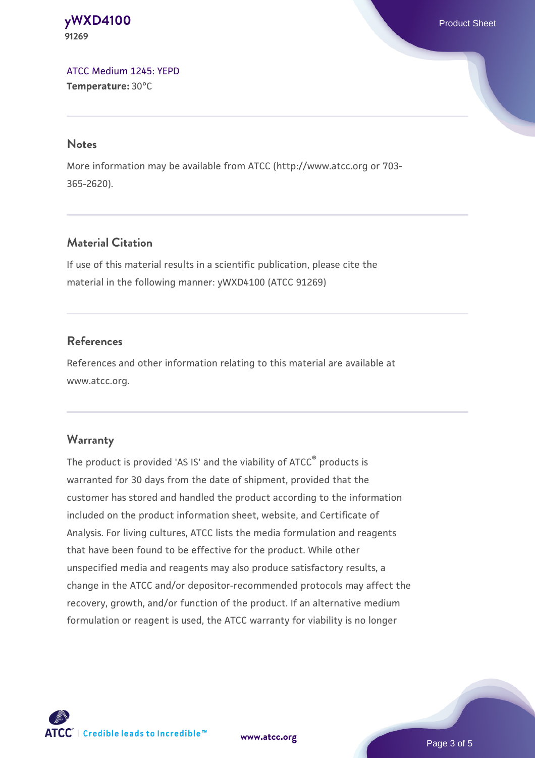ATCC Medium 1245: YEPD
**Temperature:** 30°C

## Notes

More information may be available from ATCC (http://www.atcc.org or 703-365-2620).

## Material Citation

If use of this material results in a scientific publication, please cite the material in the following manner: yWXD4100 (ATCC 91269)

## References

References and other information relating to this material are available at www.atcc.org.

## Warranty

The product is provided 'AS IS' and the viability of ATCC® products is warranted for 30 days from the date of shipment, provided that the customer has stored and handled the product according to the information included on the product information sheet, website, and Certificate of Analysis. For living cultures, ATCC lists the media formulation and reagents that have been found to be effective for the product. While other unspecified media and reagents may also produce satisfactory results, a change in the ATCC and/or depositor-recommended protocols may affect the recovery, growth, and/or function of the product. If an alternative medium formulation or reagent is used, the ATCC warranty for viability is no longer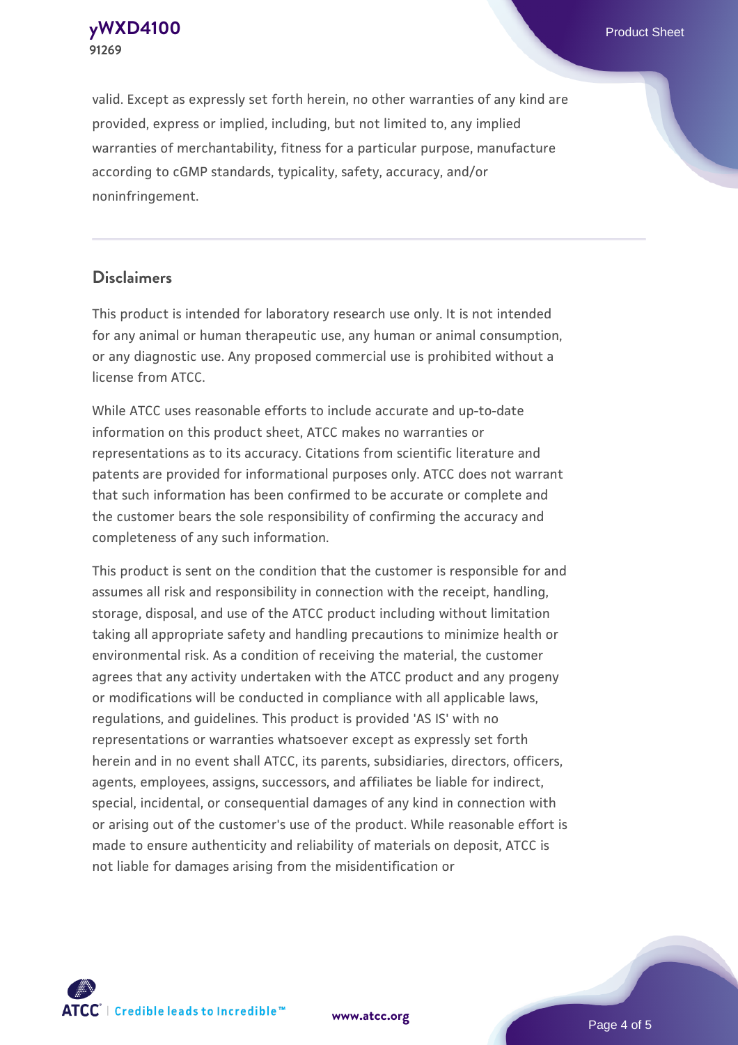valid. Except as expressly set forth herein, no other warranties of any kind are provided, express or implied, including, but not limited to, any implied warranties of merchantability, fitness for a particular purpose, manufacture according to cGMP standards, typicality, safety, accuracy, and/or noninfringement.

## Disclaimers

This product is intended for laboratory research use only. It is not intended for any animal or human therapeutic use, any human or animal consumption, or any diagnostic use. Any proposed commercial use is prohibited without a license from ATCC.

While ATCC uses reasonable efforts to include accurate and up-to-date information on this product sheet, ATCC makes no warranties or representations as to its accuracy. Citations from scientific literature and patents are provided for informational purposes only. ATCC does not warrant that such information has been confirmed to be accurate or complete and the customer bears the sole responsibility of confirming the accuracy and completeness of any such information.

This product is sent on the condition that the customer is responsible for and assumes all risk and responsibility in connection with the receipt, handling, storage, disposal, and use of the ATCC product including without limitation taking all appropriate safety and handling precautions to minimize health or environmental risk. As a condition of receiving the material, the customer agrees that any activity undertaken with the ATCC product and any progeny or modifications will be conducted in compliance with all applicable laws, regulations, and guidelines. This product is provided 'AS IS' with no representations or warranties whatsoever except as expressly set forth herein and in no event shall ATCC, its parents, subsidiaries, directors, officers, agents, employees, assigns, successors, and affiliates be liable for indirect, special, incidental, or consequential damages of any kind in connection with or arising out of the customer's use of the product. While reasonable effort is made to ensure authenticity and reliability of materials on deposit, ATCC is not liable for damages arising from the misidentification or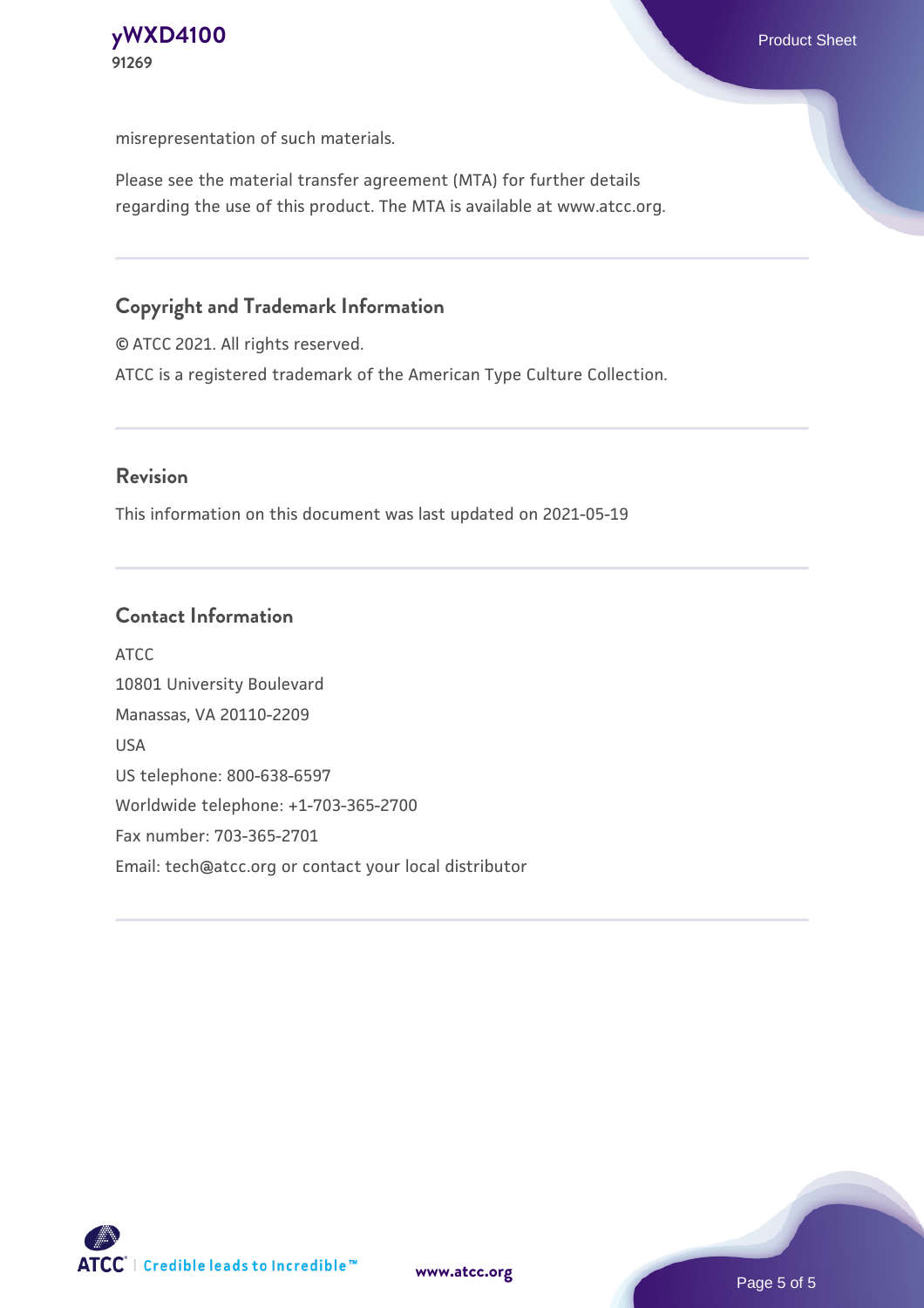misrepresentation of such materials.

Please see the material transfer agreement (MTA) for further details regarding the use of this product. The MTA is available at www.atcc.org.

## Copyright and Trademark Information

© ATCC 2021. All rights reserved.

ATCC is a registered trademark of the American Type Culture Collection.

## Revision

This information on this document was last updated on 2021-05-19

## Contact Information

ATCC
10801 University Boulevard
Manassas, VA 20110-2209
USA
US telephone: 800-638-6597
Worldwide telephone: +1-703-365-2700
Fax number: 703-365-2701
Email: tech@atcc.org or contact your local distributor